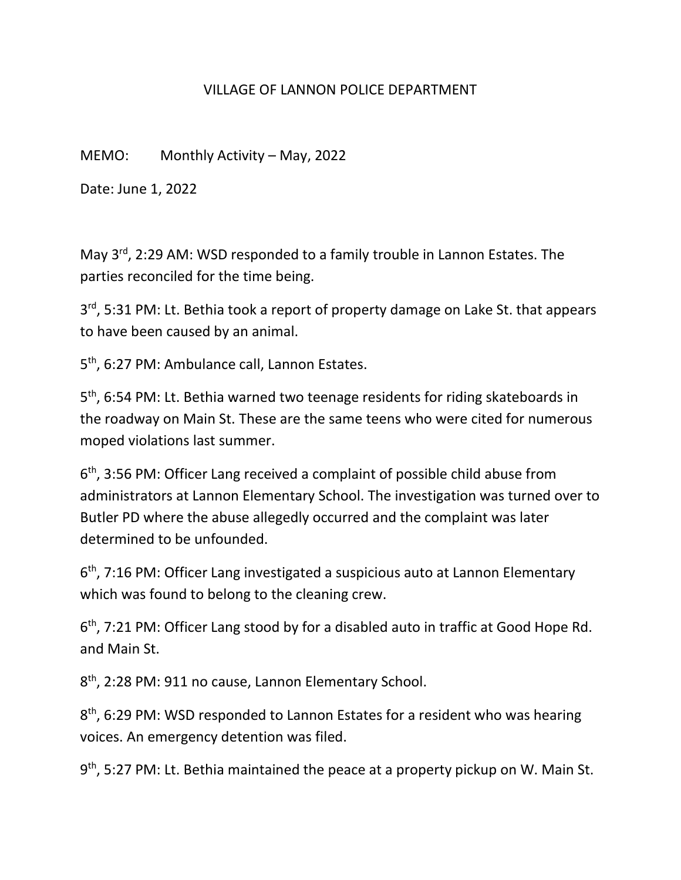# VILLAGE OF LANNON POLICE DEPARTMENT

MEMO: Monthly Activity – May, 2022

Date: June 1, 2022

May 3rd, 2:29 AM: WSD responded to a family trouble in Lannon Estates. The parties reconciled for the time being.

3rd, 5:31 PM: Lt. Bethia took a report of property damage on Lake St. that appears to have been caused by an animal.

5th, 6:27 PM: Ambulance call, Lannon Estates.

5th, 6:54 PM: Lt. Bethia warned two teenage residents for riding skateboards in the roadway on Main St. These are the same teens who were cited for numerous moped violations last summer.

6th, 3:56 PM: Officer Lang received a complaint of possible child abuse from administrators at Lannon Elementary School. The investigation was turned over to Butler PD where the abuse allegedly occurred and the complaint was later determined to be unfounded.

6th, 7:16 PM: Officer Lang investigated a suspicious auto at Lannon Elementary which was found to belong to the cleaning crew.

6th, 7:21 PM: Officer Lang stood by for a disabled auto in traffic at Good Hope Rd. and Main St.

8th, 2:28 PM: 911 no cause, Lannon Elementary School.

8th, 6:29 PM: WSD responded to Lannon Estates for a resident who was hearing voices. An emergency detention was filed.

9th, 5:27 PM: Lt. Bethia maintained the peace at a property pickup on W. Main St.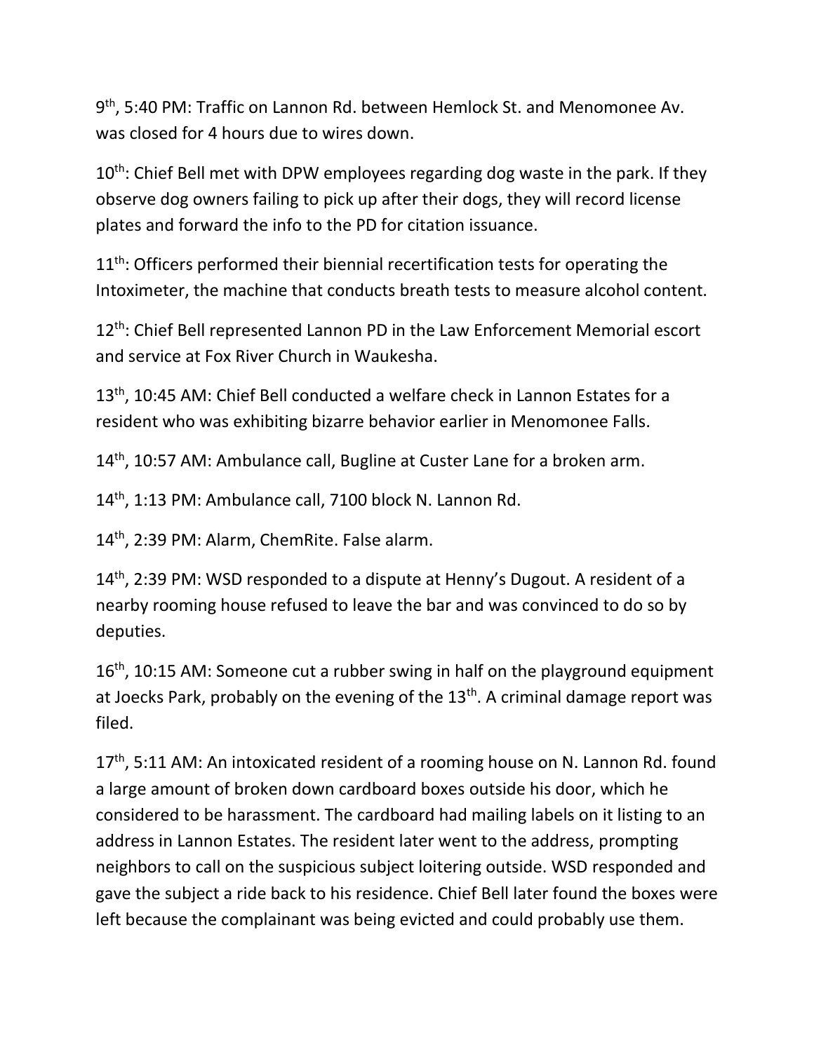9th, 5:40 PM: Traffic on Lannon Rd. between Hemlock St. and Menomonee Av. was closed for 4 hours due to wires down.

10th: Chief Bell met with DPW employees regarding dog waste in the park. If they observe dog owners failing to pick up after their dogs, they will record license plates and forward the info to the PD for citation issuance.

11th: Officers performed their biennial recertification tests for operating the Intoximeter, the machine that conducts breath tests to measure alcohol content.

12th: Chief Bell represented Lannon PD in the Law Enforcement Memorial escort and service at Fox River Church in Waukesha.

13th, 10:45 AM: Chief Bell conducted a welfare check in Lannon Estates for a resident who was exhibiting bizarre behavior earlier in Menomonee Falls.

14th, 10:57 AM: Ambulance call, Bugline at Custer Lane for a broken arm.

14th, 1:13 PM: Ambulance call, 7100 block N. Lannon Rd.

14th, 2:39 PM: Alarm, ChemRite. False alarm.

14th, 2:39 PM: WSD responded to a dispute at Henny's Dugout. A resident of a nearby rooming house refused to leave the bar and was convinced to do so by deputies.

16th, 10:15 AM: Someone cut a rubber swing in half on the playground equipment at Joecks Park, probably on the evening of the 13th. A criminal damage report was filed.

17th, 5:11 AM: An intoxicated resident of a rooming house on N. Lannon Rd. found a large amount of broken down cardboard boxes outside his door, which he considered to be harassment. The cardboard had mailing labels on it listing to an address in Lannon Estates. The resident later went to the address, prompting neighbors to call on the suspicious subject loitering outside. WSD responded and gave the subject a ride back to his residence. Chief Bell later found the boxes were left because the complainant was being evicted and could probably use them.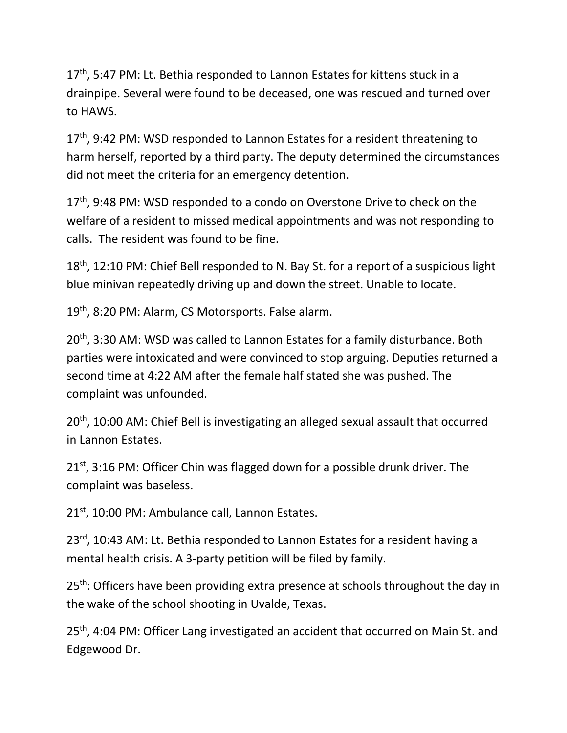17th, 5:47 PM: Lt. Bethia responded to Lannon Estates for kittens stuck in a drainpipe. Several were found to be deceased, one was rescued and turned over to HAWS.

17th, 9:42 PM: WSD responded to Lannon Estates for a resident threatening to harm herself, reported by a third party. The deputy determined the circumstances did not meet the criteria for an emergency detention.

17th, 9:48 PM: WSD responded to a condo on Overstone Drive to check on the welfare of a resident to missed medical appointments and was not responding to calls. The resident was found to be fine.

18th, 12:10 PM: Chief Bell responded to N. Bay St. for a report of a suspicious light blue minivan repeatedly driving up and down the street. Unable to locate.

19th, 8:20 PM: Alarm, CS Motorsports. False alarm.

20th, 3:30 AM: WSD was called to Lannon Estates for a family disturbance. Both parties were intoxicated and were convinced to stop arguing. Deputies returned a second time at 4:22 AM after the female half stated she was pushed. The complaint was unfounded.

20th, 10:00 AM: Chief Bell is investigating an alleged sexual assault that occurred in Lannon Estates.

21st, 3:16 PM: Officer Chin was flagged down for a possible drunk driver. The complaint was baseless.

21st, 10:00 PM: Ambulance call, Lannon Estates.

23rd, 10:43 AM: Lt. Bethia responded to Lannon Estates for a resident having a mental health crisis. A 3-party petition will be filed by family.

25th: Officers have been providing extra presence at schools throughout the day in the wake of the school shooting in Uvalde, Texas.

25th, 4:04 PM: Officer Lang investigated an accident that occurred on Main St. and Edgewood Dr.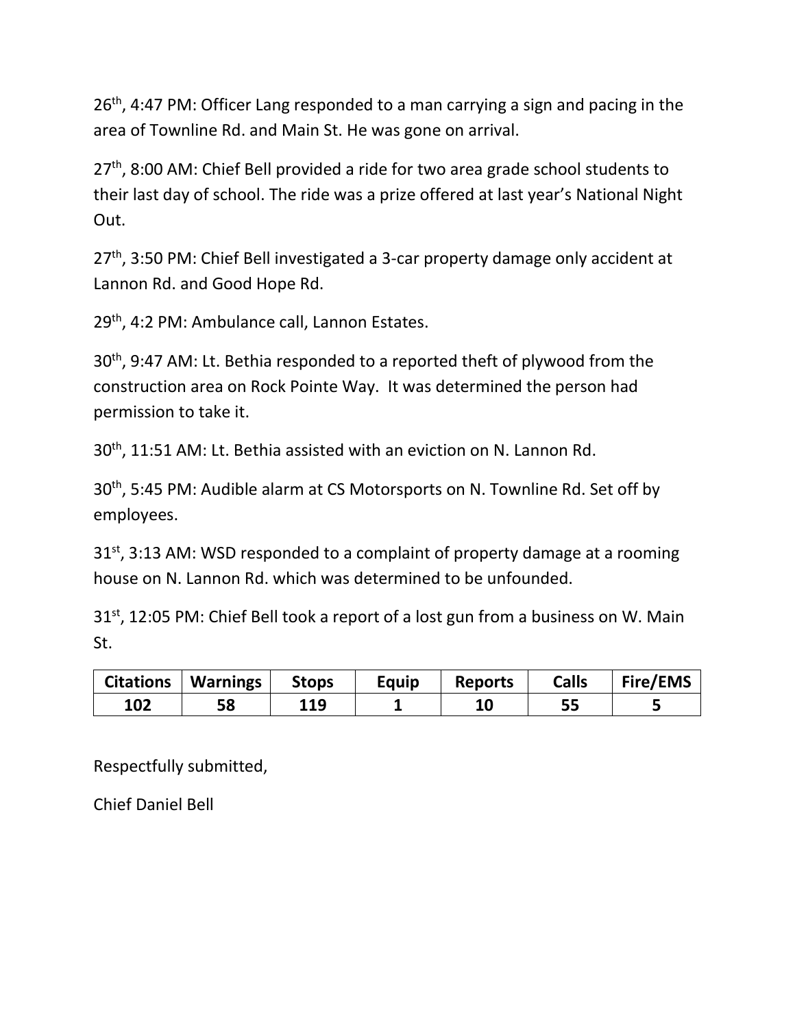26th, 4:47 PM: Officer Lang responded to a man carrying a sign and pacing in the area of Townline Rd. and Main St. He was gone on arrival.

27th, 8:00 AM: Chief Bell provided a ride for two area grade school students to their last day of school. The ride was a prize offered at last year's National Night Out.

27th, 3:50 PM: Chief Bell investigated a 3-car property damage only accident at Lannon Rd. and Good Hope Rd.

29th, 4:2 PM: Ambulance call, Lannon Estates.

30th, 9:47 AM: Lt. Bethia responded to a reported theft of plywood from the construction area on Rock Pointe Way. It was determined the person had permission to take it.

30th, 11:51 AM: Lt. Bethia assisted with an eviction on N. Lannon Rd.

30th, 5:45 PM: Audible alarm at CS Motorsports on N. Townline Rd. Set off by employees.

31st, 3:13 AM: WSD responded to a complaint of property damage at a rooming house on N. Lannon Rd. which was determined to be unfounded.

31st, 12:05 PM: Chief Bell took a report of a lost gun from a business on W. Main St.

| Citations | Warnings | Stops | Equip | Reports | Calls | Fire/EMS |
|---|---|---|---|---|---|---|
| 102 | 58 | 119 | 1 | 10 | 55 | 5 |

Respectfully submitted,

Chief Daniel Bell